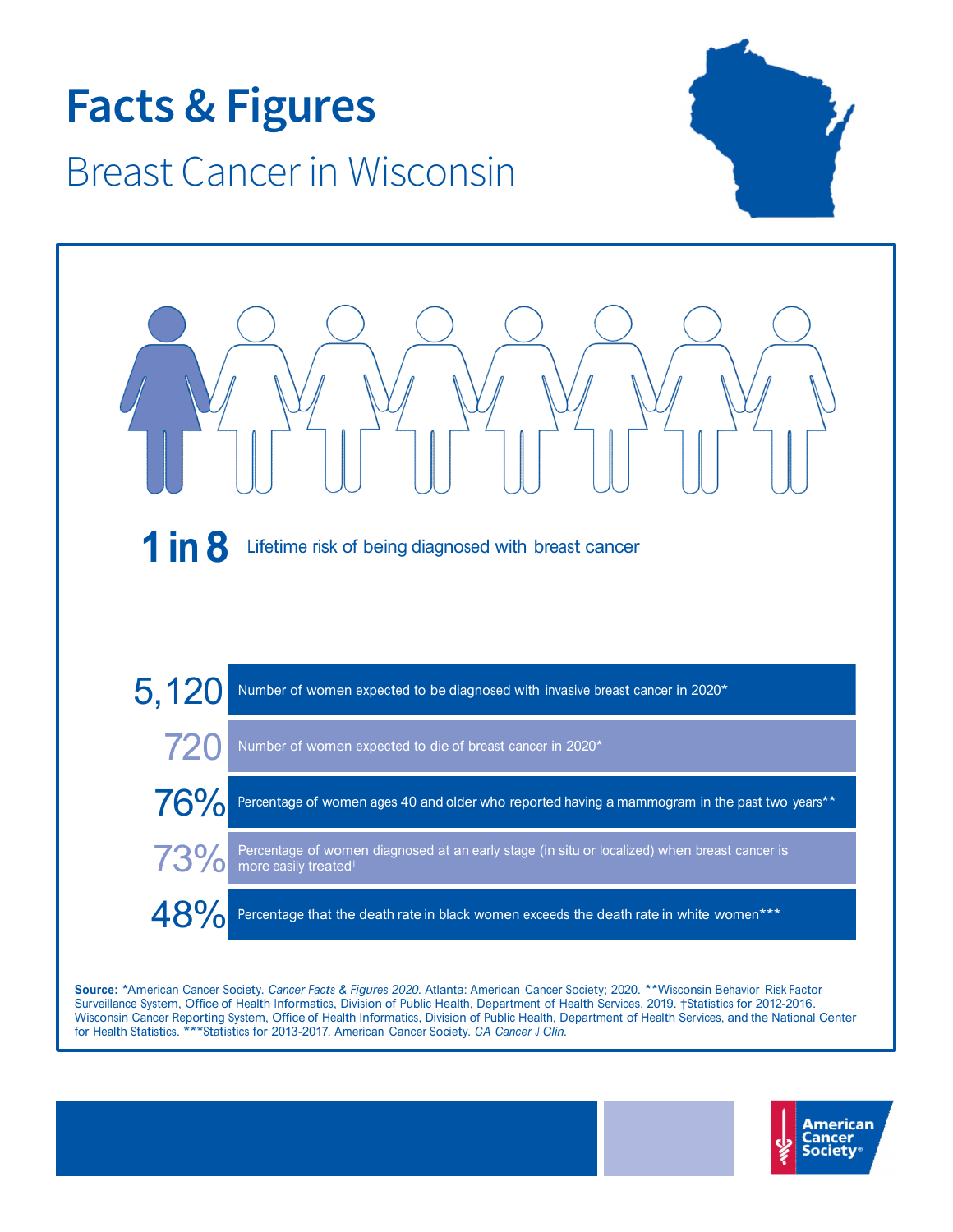# Facts & Figures

## Breast Cancer in Wisconsin

**1 in 8** Lifetime risk of being diagnosed with breast cancer

| | |
|---|---|
| 5,120 | Number of women expected to be diagnosed with invasive breast cancer in 2020* |
| 720 | Number of women expected to die of breast cancer in 2020* |
| 76% | Percentage of women ages 40 and older who reported having a mammogram in the past two years** |
| 73% | Percentage of women diagnosed at an early stage (in situ or localized) when breast cancer is more easily treated† |
| 48% | Percentage that the death rate in black women exceeds the death rate in white women*** |

**Source:** *American Cancer Society. *Cancer Facts & Figures 2020.* Atlanta: American Cancer Society; 2020. **Wisconsin Behavior Risk Factor Surveillance System, Office of Health Informatics, Division of Public Health, Department of Health Services, 2019. †Statistics for 2012-2016. Wisconsin Cancer Reporting System, Office of Health Informatics, Division of Public Health, Department of Health Services, and the National Center for Health Statistics. ***Statistics for 2013-2017. American Cancer Society. *CA Cancer J Clin.*

American Cancer Society®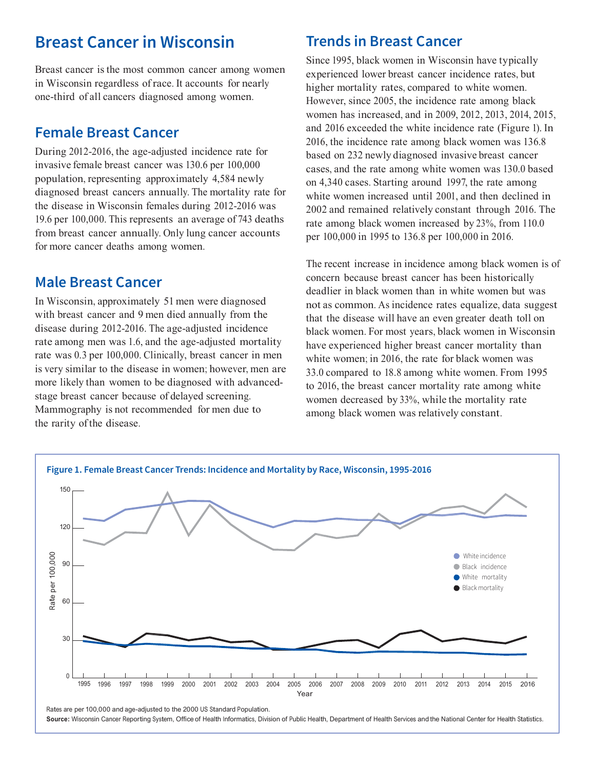## Breast Cancer in Wisconsin

Breast cancer is the most common cancer among women in Wisconsin regardless of race. It accounts for nearly one-third of all cancers diagnosed among women.

## Female Breast Cancer

During 2012-2016, the age-adjusted incidence rate for invasive female breast cancer was 130.6 per 100,000 population, representing approximately 4,584 newly diagnosed breast cancers annually. The mortality rate for the disease in Wisconsin females during 2012-2016 was 19.6 per 100,000. This represents an average of 743 deaths from breast cancer annually. Only lung cancer accounts for more cancer deaths among women.

## Male Breast Cancer

In Wisconsin, approximately 51 men were diagnosed with breast cancer and 9 men died annually from the disease during 2012-2016. The age-adjusted incidence rate among men was 1.6, and the age-adjusted mortality rate was 0.3 per 100,000. Clinically, breast cancer in men is very similar to the disease in women; however, men are more likely than women to be diagnosed with advanced-stage breast cancer because of delayed screening. Mammography is not recommended for men due to the rarity of the disease.

## Trends in Breast Cancer

Since 1995, black women in Wisconsin have typically experienced lower breast cancer incidence rates, but higher mortality rates, compared to white women. However, since 2005, the incidence rate among black women has increased, and in 2009, 2012, 2013, 2014, 2015, and 2016 exceeded the white incidence rate (Figure 1). In 2016, the incidence rate among black women was 136.8 based on 232 newly diagnosed invasive breast cancer cases, and the rate among white women was 130.0 based on 4,340 cases. Starting around 1997, the rate among white women increased until 2001, and then declined in 2002 and remained relatively constant through 2016. The rate among black women increased by 23%, from 110.0 per 100,000 in 1995 to 136.8 per 100,000 in 2016.

The recent increase in incidence among black women is of concern because breast cancer has been historically deadlier in black women than in white women but was not as common. As incidence rates equalize, data suggest that the disease will have an even greater death toll on black women. For most years, black women in Wisconsin have experienced higher breast cancer mortality than white women; in 2016, the rate for black women was 33.0 compared to 18.8 among white women. From 1995 to 2016, the breast cancer mortality rate among white women decreased by 33%, while the mortality rate among black women was relatively constant.

**Figure 1. Female Breast Cancer Trends: Incidence and Mortality by Race, Wisconsin, 1995-2016**

Rates are per 100,000 and age-adjusted to the 2000 US Standard Population.

**Source:** Wisconsin Cancer Reporting System, Office of Health Informatics, Division of Public Health, Department of Health Services and the National Center for Health Statistics.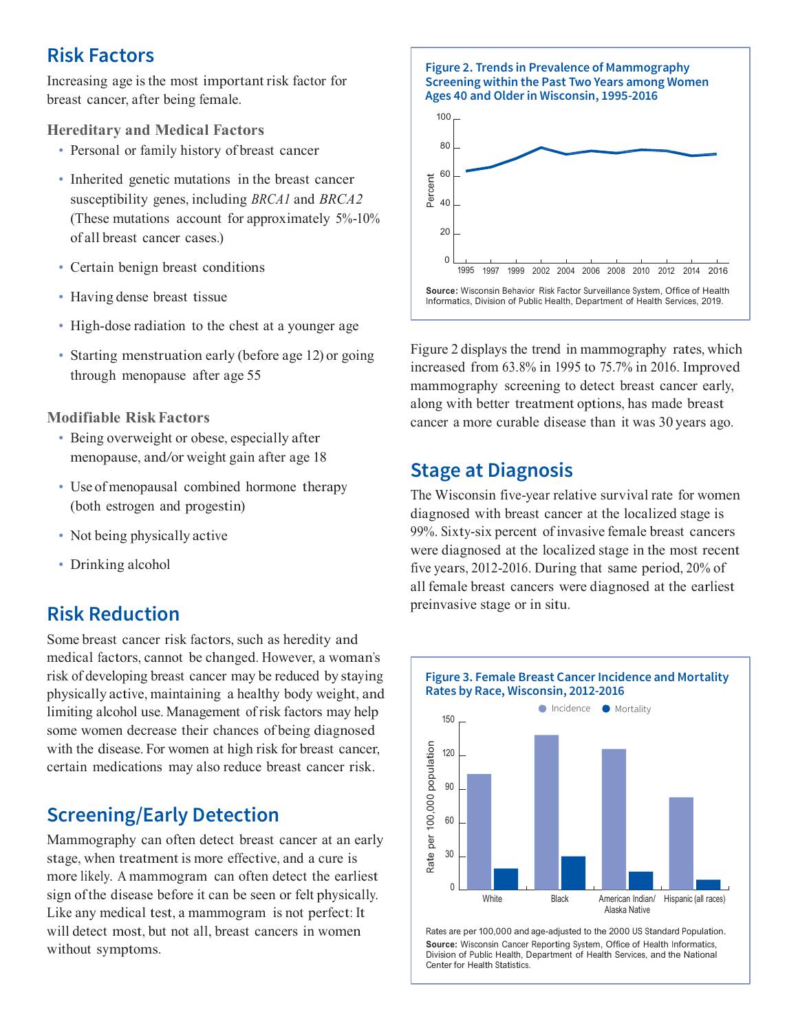## Risk Factors

Increasing age is the most important risk factor for breast cancer, after being female.

### Hereditary and Medical Factors

- Personal or family history of breast cancer
- Inherited genetic mutations in the breast cancer susceptibility genes, including *BRCA1* and *BRCA2* (These mutations account for approximately 5%-10% of all breast cancer cases.)
- Certain benign breast conditions
- Having dense breast tissue
- High-dose radiation to the chest at a younger age
- Starting menstruation early (before age 12) or going through menopause after age 55

### Modifiable Risk Factors

- Being overweight or obese, especially after menopause, and/or weight gain after age 18
- Use of menopausal combined hormone therapy (both estrogen and progestin)
- Not being physically active
- Drinking alcohol

## Risk Reduction

Some breast cancer risk factors, such as heredity and medical factors, cannot be changed. However, a woman's risk of developing breast cancer may be reduced by staying physically active, maintaining a healthy body weight, and limiting alcohol use. Management of risk factors may help some women decrease their chances of being diagnosed with the disease. For women at high risk for breast cancer, certain medications may also reduce breast cancer risk.

## Screening/Early Detection

Mammography can often detect breast cancer at an early stage, when treatment is more effective, and a cure is more likely. A mammogram can often detect the earliest sign of the disease before it can be seen or felt physically. Like any medical test, a mammogram is not perfect: It will detect most, but not all, breast cancers in women without symptoms.

**Figure 2. Trends in Prevalence of Mammography Screening within the Past Two Years among Women Ages 40 and Older in Wisconsin, 1995-2016**

**Source:** Wisconsin Behavior Risk Factor Surveillance System, Office of Health Informatics, Division of Public Health, Department of Health Services, 2019.

Figure 2 displays the trend in mammography rates, which increased from 63.8% in 1995 to 75.7% in 2016. Improved mammography screening to detect breast cancer early, along with better treatment options, has made breast cancer a more curable disease than it was 30 years ago.

## Stage at Diagnosis

The Wisconsin five-year relative survival rate for women diagnosed with breast cancer at the localized stage is 99%. Sixty-six percent of invasive female breast cancers were diagnosed at the localized stage in the most recent five years, 2012-2016. During that same period, 20% of all female breast cancers were diagnosed at the earliest preinvasive stage or in situ.

**Figure 3. Female Breast Cancer Incidence and Mortality Rates by Race, Wisconsin, 2012-2016**

Rates are per 100,000 and age-adjusted to the 2000 US Standard Population.

**Source:** Wisconsin Cancer Reporting System, Office of Health Informatics, Division of Public Health, Department of Health Services, and the National Center for Health Statistics.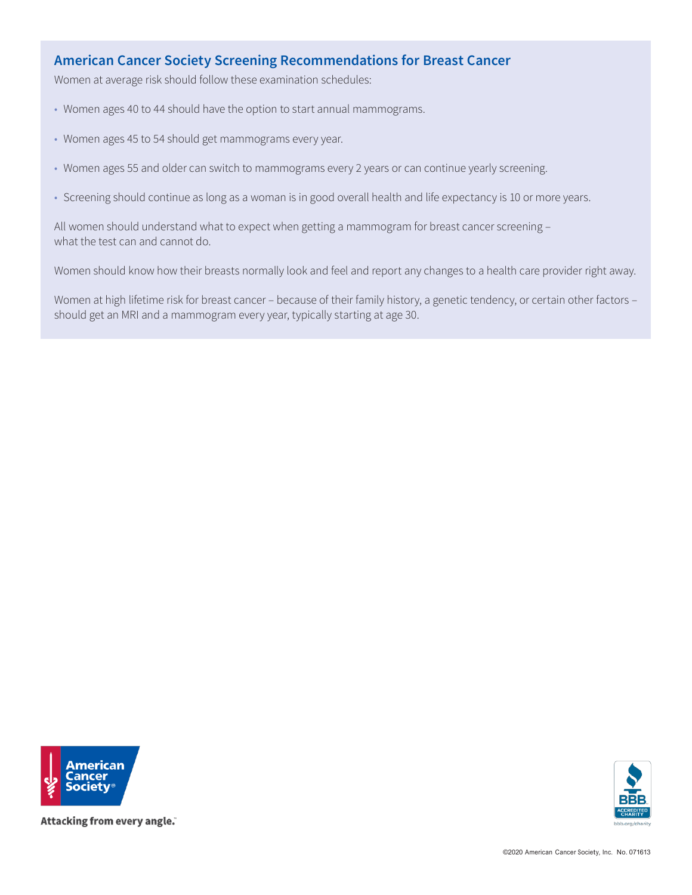## American Cancer Society Screening Recommendations for Breast Cancer

Women at average risk should follow these examination schedules:

- Women ages 40 to 44 should have the option to start annual mammograms.
- Women ages 45 to 54 should get mammograms every year.
- Women ages 55 and older can switch to mammograms every 2 years or can continue yearly screening.
- Screening should continue as long as a woman is in good overall health and life expectancy is 10 or more years.

All women should understand what to expect when getting a mammogram for breast cancer screening – what the test can and cannot do.

Women should know how their breasts normally look and feel and report any changes to a health care provider right away.

Women at high lifetime risk for breast cancer – because of their family history, a genetic tendency, or certain other factors – should get an MRI and a mammogram every year, typically starting at age 30.

American Cancer Society®

Attacking from every angle.™

BBB ACCREDITED CHARITY bbb.org/charity

©2020 American Cancer Society, Inc. No. 071613